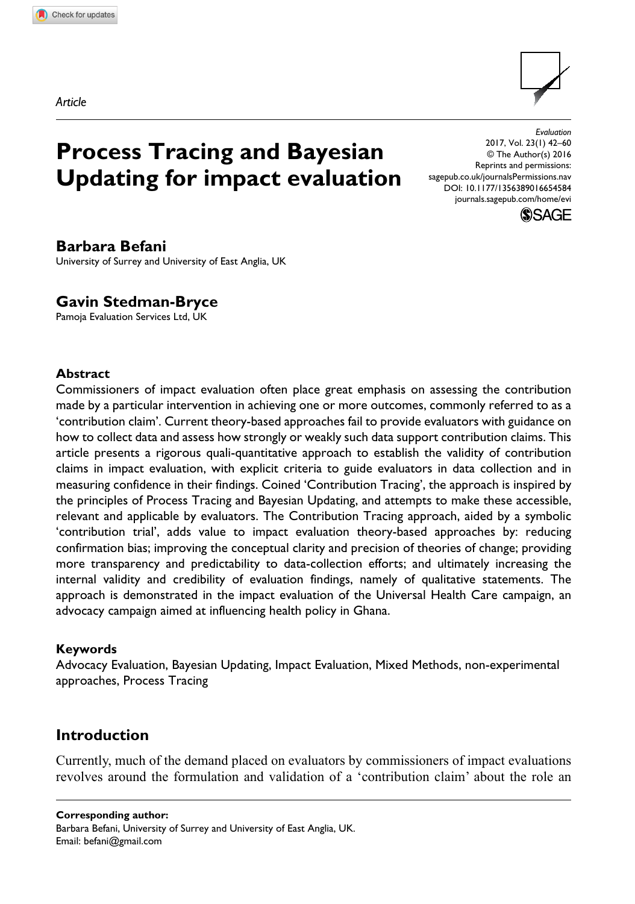*Article*

# Process Tracing and Bayesian Updating for impact evaluation

Evaluation
2017, Vol. 23(1) 42–60
© The Author(s) 2016
Reprints and permissions:
sagepub.co.uk/journalsPermissions.nav
DOI: 10.1177/1356389016654584
journals.sagepub.com/home/evi

**Barbara Befani**
University of Surrey and University of East Anglia, UK

**Gavin Stedman-Bryce**
Pamoja Evaluation Services Ltd, UK

### Abstract

Commissioners of impact evaluation often place great emphasis on assessing the contribution made by a particular intervention in achieving one or more outcomes, commonly referred to as a 'contribution claim'. Current theory-based approaches fail to provide evaluators with guidance on how to collect data and assess how strongly or weakly such data support contribution claims. This article presents a rigorous quali-quantitative approach to establish the validity of contribution claims in impact evaluation, with explicit criteria to guide evaluators in data collection and in measuring confidence in their findings. Coined 'Contribution Tracing', the approach is inspired by the principles of Process Tracing and Bayesian Updating, and attempts to make these accessible, relevant and applicable by evaluators. The Contribution Tracing approach, aided by a symbolic 'contribution trial', adds value to impact evaluation theory-based approaches by: reducing confirmation bias; improving the conceptual clarity and precision of theories of change; providing more transparency and predictability to data-collection efforts; and ultimately increasing the internal validity and credibility of evaluation findings, namely of qualitative statements. The approach is demonstrated in the impact evaluation of the Universal Health Care campaign, an advocacy campaign aimed at influencing health policy in Ghana.

### Keywords

Advocacy Evaluation, Bayesian Updating, Impact Evaluation, Mixed Methods, non-experimental approaches, Process Tracing

## Introduction

Currently, much of the demand placed on evaluators by commissioners of impact evaluations revolves around the formulation and validation of a 'contribution claim' about the role an

**Corresponding author:**
Barbara Befani, University of Surrey and University of East Anglia, UK.
Email: befani@gmail.com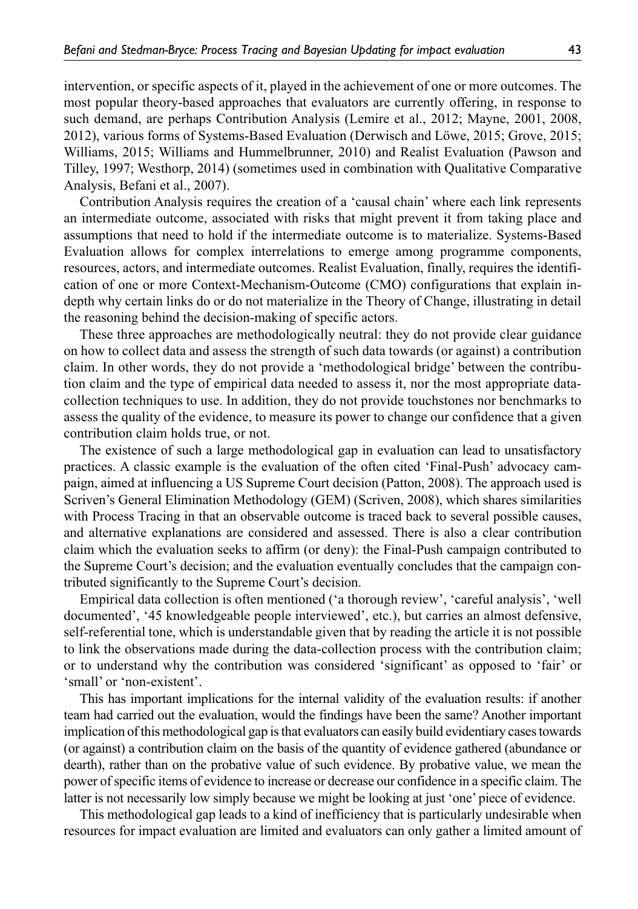intervention, or specific aspects of it, played in the achievement of one or more outcomes. The most popular theory-based approaches that evaluators are currently offering, in response to such demand, are perhaps Contribution Analysis (Lemire et al., 2012; Mayne, 2001, 2008, 2012), various forms of Systems-Based Evaluation (Derwisch and Löwe, 2015; Grove, 2015; Williams, 2015; Williams and Hummelbrunner, 2010) and Realist Evaluation (Pawson and Tilley, 1997; Westhorp, 2014) (sometimes used in combination with Qualitative Comparative Analysis, Befani et al., 2007).

Contribution Analysis requires the creation of a 'causal chain' where each link represents an intermediate outcome, associated with risks that might prevent it from taking place and assumptions that need to hold if the intermediate outcome is to materialize. Systems-Based Evaluation allows for complex interrelations to emerge among programme components, resources, actors, and intermediate outcomes. Realist Evaluation, finally, requires the identification of one or more Context-Mechanism-Outcome (CMO) configurations that explain in-depth why certain links do or do not materialize in the Theory of Change, illustrating in detail the reasoning behind the decision-making of specific actors.

These three approaches are methodologically neutral: they do not provide clear guidance on how to collect data and assess the strength of such data towards (or against) a contribution claim. In other words, they do not provide a 'methodological bridge' between the contribution claim and the type of empirical data needed to assess it, nor the most appropriate data-collection techniques to use. In addition, they do not provide touchstones nor benchmarks to assess the quality of the evidence, to measure its power to change our confidence that a given contribution claim holds true, or not.

The existence of such a large methodological gap in evaluation can lead to unsatisfactory practices. A classic example is the evaluation of the often cited 'Final-Push' advocacy campaign, aimed at influencing a US Supreme Court decision (Patton, 2008). The approach used is Scriven's General Elimination Methodology (GEM) (Scriven, 2008), which shares similarities with Process Tracing in that an observable outcome is traced back to several possible causes, and alternative explanations are considered and assessed. There is also a clear contribution claim which the evaluation seeks to affirm (or deny): the Final-Push campaign contributed to the Supreme Court's decision; and the evaluation eventually concludes that the campaign contributed significantly to the Supreme Court's decision.

Empirical data collection is often mentioned ('a thorough review', 'careful analysis', 'well documented', '45 knowledgeable people interviewed', etc.), but carries an almost defensive, self-referential tone, which is understandable given that by reading the article it is not possible to link the observations made during the data-collection process with the contribution claim; or to understand why the contribution was considered 'significant' as opposed to 'fair' or 'small' or 'non-existent'.

This has important implications for the internal validity of the evaluation results: if another team had carried out the evaluation, would the findings have been the same? Another important implication of this methodological gap is that evaluators can easily build evidentiary cases towards (or against) a contribution claim on the basis of the quantity of evidence gathered (abundance or dearth), rather than on the probative value of such evidence. By probative value, we mean the power of specific items of evidence to increase or decrease our confidence in a specific claim. The latter is not necessarily low simply because we might be looking at just 'one' piece of evidence.

This methodological gap leads to a kind of inefficiency that is particularly undesirable when resources for impact evaluation are limited and evaluators can only gather a limited amount of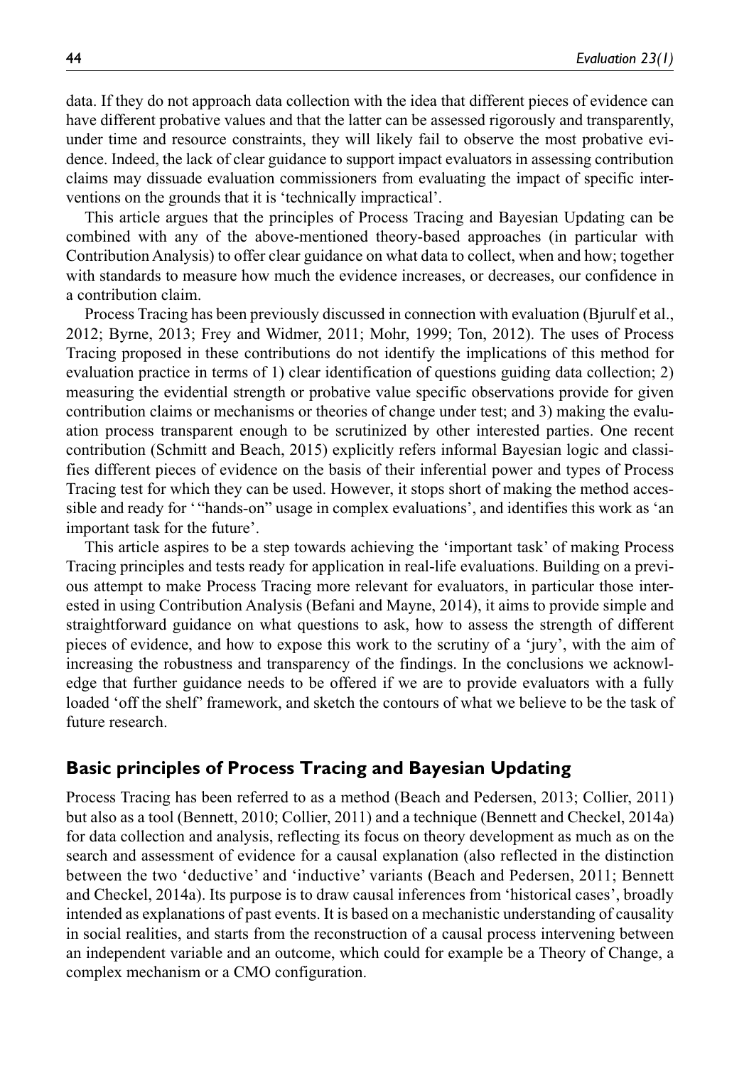data. If they do not approach data collection with the idea that different pieces of evidence can have different probative values and that the latter can be assessed rigorously and transparently, under time and resource constraints, they will likely fail to observe the most probative evidence. Indeed, the lack of clear guidance to support impact evaluators in assessing contribution claims may dissuade evaluation commissioners from evaluating the impact of specific interventions on the grounds that it is 'technically impractical'.

This article argues that the principles of Process Tracing and Bayesian Updating can be combined with any of the above-mentioned theory-based approaches (in particular with Contribution Analysis) to offer clear guidance on what data to collect, when and how; together with standards to measure how much the evidence increases, or decreases, our confidence in a contribution claim.

Process Tracing has been previously discussed in connection with evaluation (Bjurulf et al., 2012; Byrne, 2013; Frey and Widmer, 2011; Mohr, 1999; Ton, 2012). The uses of Process Tracing proposed in these contributions do not identify the implications of this method for evaluation practice in terms of 1) clear identification of questions guiding data collection; 2) measuring the evidential strength or probative value specific observations provide for given contribution claims or mechanisms or theories of change under test; and 3) making the evaluation process transparent enough to be scrutinized by other interested parties. One recent contribution (Schmitt and Beach, 2015) explicitly refers informal Bayesian logic and classifies different pieces of evidence on the basis of their inferential power and types of Process Tracing test for which they can be used. However, it stops short of making the method accessible and ready for ' "hands-on" usage in complex evaluations', and identifies this work as 'an important task for the future'.

This article aspires to be a step towards achieving the 'important task' of making Process Tracing principles and tests ready for application in real-life evaluations. Building on a previous attempt to make Process Tracing more relevant for evaluators, in particular those interested in using Contribution Analysis (Befani and Mayne, 2014), it aims to provide simple and straightforward guidance on what questions to ask, how to assess the strength of different pieces of evidence, and how to expose this work to the scrutiny of a 'jury', with the aim of increasing the robustness and transparency of the findings. In the conclusions we acknowledge that further guidance needs to be offered if we are to provide evaluators with a fully loaded 'off the shelf' framework, and sketch the contours of what we believe to be the task of future research.

## Basic principles of Process Tracing and Bayesian Updating

Process Tracing has been referred to as a method (Beach and Pedersen, 2013; Collier, 2011) but also as a tool (Bennett, 2010; Collier, 2011) and a technique (Bennett and Checkel, 2014a) for data collection and analysis, reflecting its focus on theory development as much as on the search and assessment of evidence for a causal explanation (also reflected in the distinction between the two 'deductive' and 'inductive' variants (Beach and Pedersen, 2011; Bennett and Checkel, 2014a). Its purpose is to draw causal inferences from 'historical cases', broadly intended as explanations of past events. It is based on a mechanistic understanding of causality in social realities, and starts from the reconstruction of a causal process intervening between an independent variable and an outcome, which could for example be a Theory of Change, a complex mechanism or a CMO configuration.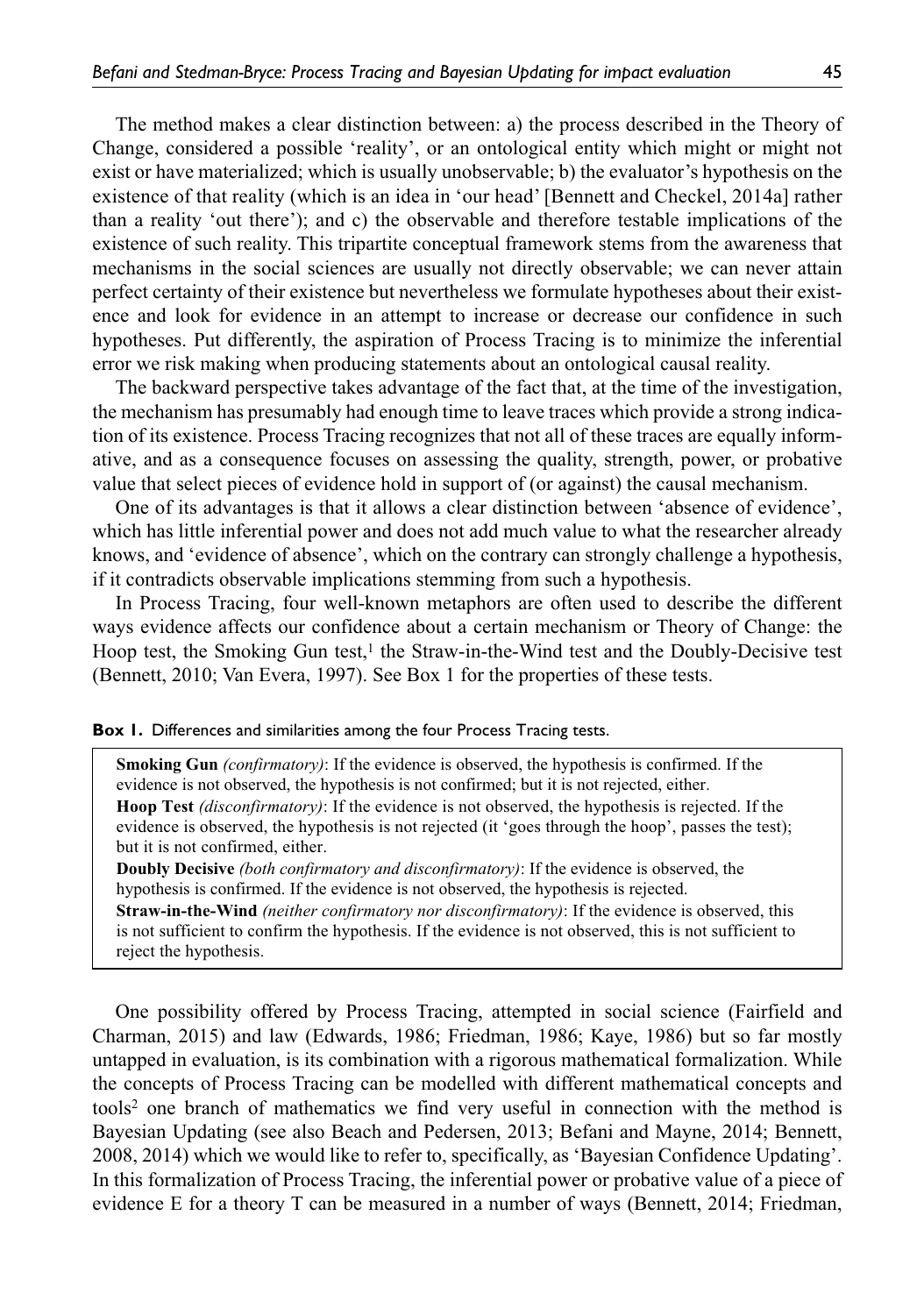The method makes a clear distinction between: a) the process described in the Theory of Change, considered a possible 'reality', or an ontological entity which might or might not exist or have materialized; which is usually unobservable; b) the evaluator's hypothesis on the existence of that reality (which is an idea in 'our head' [Bennett and Checkel, 2014a] rather than a reality 'out there'); and c) the observable and therefore testable implications of the existence of such reality. This tripartite conceptual framework stems from the awareness that mechanisms in the social sciences are usually not directly observable; we can never attain perfect certainty of their existence but nevertheless we formulate hypotheses about their existence and look for evidence in an attempt to increase or decrease our confidence in such hypotheses. Put differently, the aspiration of Process Tracing is to minimize the inferential error we risk making when producing statements about an ontological causal reality.

The backward perspective takes advantage of the fact that, at the time of the investigation, the mechanism has presumably had enough time to leave traces which provide a strong indication of its existence. Process Tracing recognizes that not all of these traces are equally informative, and as a consequence focuses on assessing the quality, strength, power, or probative value that select pieces of evidence hold in support of (or against) the causal mechanism.

One of its advantages is that it allows a clear distinction between 'absence of evidence', which has little inferential power and does not add much value to what the researcher already knows, and 'evidence of absence', which on the contrary can strongly challenge a hypothesis, if it contradicts observable implications stemming from such a hypothesis.

In Process Tracing, four well-known metaphors are often used to describe the different ways evidence affects our confidence about a certain mechanism or Theory of Change: the Hoop test, the Smoking Gun test,[1] the Straw-in-the-Wind test and the Doubly-Decisive test (Bennett, 2010; Van Evera, 1997). See Box 1 for the properties of these tests.

**Box 1.** Differences and similarities among the four Process Tracing tests.

> **Smoking Gun** *(confirmatory)*: If the evidence is observed, the hypothesis is confirmed. If the evidence is not observed, the hypothesis is not confirmed; but it is not rejected, either.
>
> **Hoop Test** *(disconfirmatory)*: If the evidence is not observed, the hypothesis is rejected. If the evidence is observed, the hypothesis is not rejected (it 'goes through the hoop', passes the test); but it is not confirmed, either.
>
> **Doubly Decisive** *(both confirmatory and disconfirmatory)*: If the evidence is observed, the hypothesis is confirmed. If the evidence is not observed, the hypothesis is rejected.
>
> **Straw-in-the-Wind** *(neither confirmatory nor disconfirmatory)*: If the evidence is observed, this is not sufficient to confirm the hypothesis. If the evidence is not observed, this is not sufficient to reject the hypothesis.

One possibility offered by Process Tracing, attempted in social science (Fairfield and Charman, 2015) and law (Edwards, 1986; Friedman, 1986; Kaye, 1986) but so far mostly untapped in evaluation, is its combination with a rigorous mathematical formalization. While the concepts of Process Tracing can be modelled with different mathematical concepts and tools[2] one branch of mathematics we find very useful in connection with the method is Bayesian Updating (see also Beach and Pedersen, 2013; Befani and Mayne, 2014; Bennett, 2008, 2014) which we would like to refer to, specifically, as 'Bayesian Confidence Updating'. In this formalization of Process Tracing, the inferential power or probative value of a piece of evidence E for a theory T can be measured in a number of ways (Bennett, 2014; Friedman,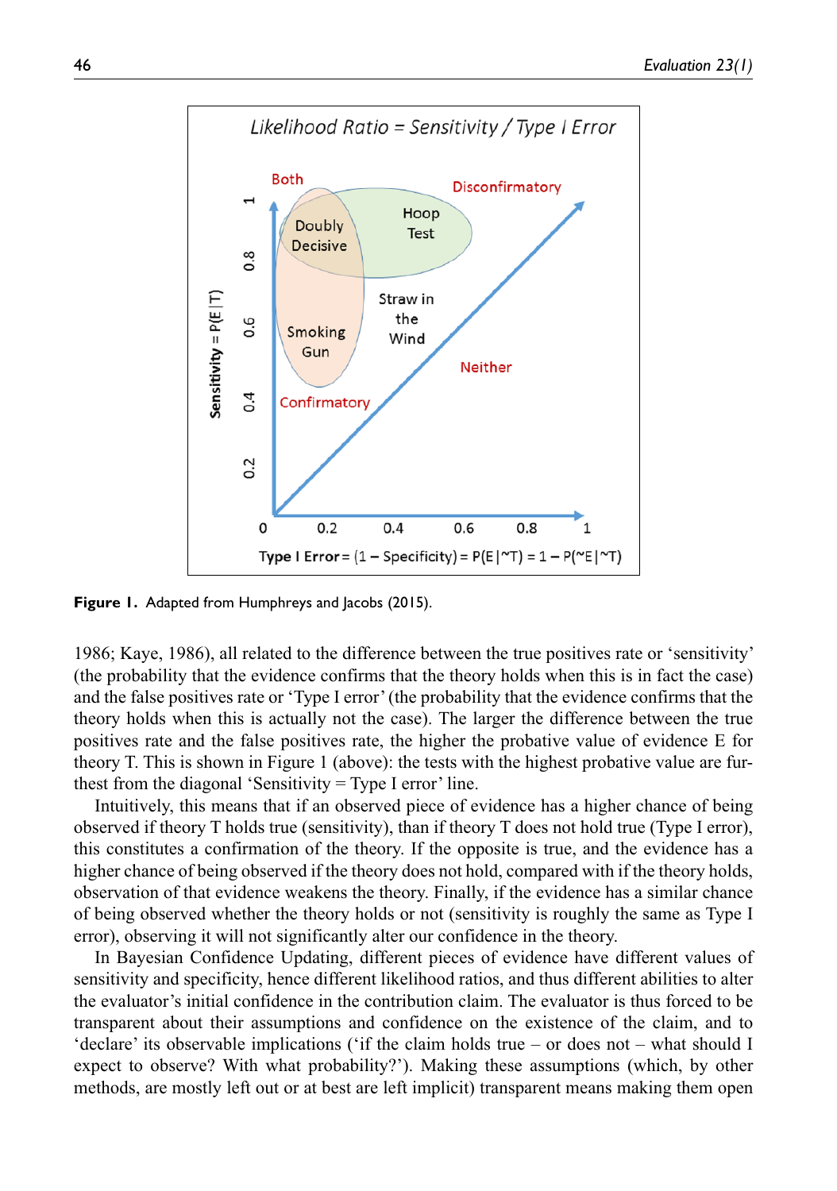**Figure 1.** Adapted from Humphreys and Jacobs (2015).

1986; Kaye, 1986), all related to the difference between the true positives rate or 'sensitivity' (the probability that the evidence confirms that the theory holds when this is in fact the case) and the false positives rate or 'Type I error' (the probability that the evidence confirms that the theory holds when this is actually not the case). The larger the difference between the true positives rate and the false positives rate, the higher the probative value of evidence E for theory T. This is shown in Figure 1 (above): the tests with the highest probative value are furthest from the diagonal 'Sensitivity = Type I error' line.

Intuitively, this means that if an observed piece of evidence has a higher chance of being observed if theory T holds true (sensitivity), than if theory T does not hold true (Type I error), this constitutes a confirmation of the theory. If the opposite is true, and the evidence has a higher chance of being observed if the theory does not hold, compared with if the theory holds, observation of that evidence weakens the theory. Finally, if the evidence has a similar chance of being observed whether the theory holds or not (sensitivity is roughly the same as Type I error), observing it will not significantly alter our confidence in the theory.

In Bayesian Confidence Updating, different pieces of evidence have different values of sensitivity and specificity, hence different likelihood ratios, and thus different abilities to alter the evaluator's initial confidence in the contribution claim. The evaluator is thus forced to be transparent about their assumptions and confidence on the existence of the claim, and to 'declare' its observable implications ('if the claim holds true – or does not – what should I expect to observe? With what probability?'). Making these assumptions (which, by other methods, are mostly left out or at best are left implicit) transparent means making them open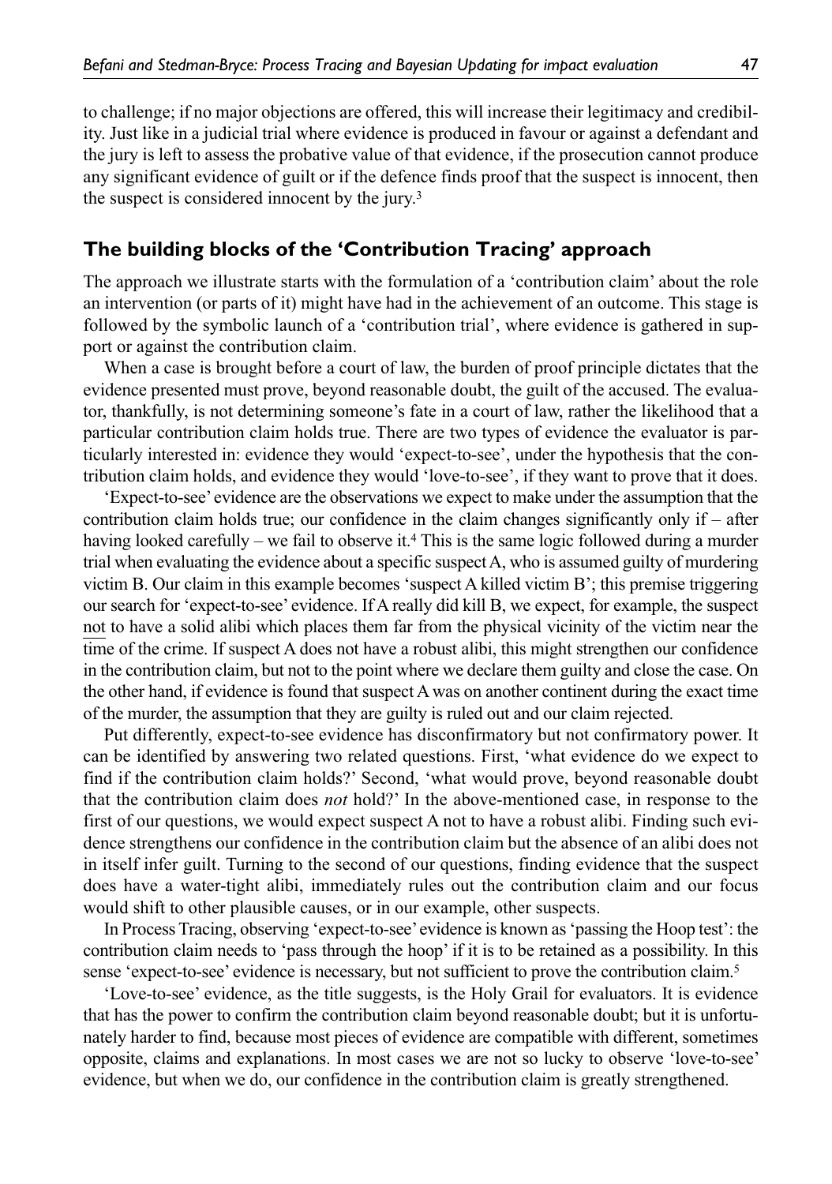to challenge; if no major objections are offered, this will increase their legitimacy and credibility. Just like in a judicial trial where evidence is produced in favour or against a defendant and the jury is left to assess the probative value of that evidence, if the prosecution cannot produce any significant evidence of guilt or if the defence finds proof that the suspect is innocent, then the suspect is considered innocent by the jury.[3]

## The building blocks of the 'Contribution Tracing' approach

The approach we illustrate starts with the formulation of a 'contribution claim' about the role an intervention (or parts of it) might have had in the achievement of an outcome. This stage is followed by the symbolic launch of a 'contribution trial', where evidence is gathered in support or against the contribution claim.

When a case is brought before a court of law, the burden of proof principle dictates that the evidence presented must prove, beyond reasonable doubt, the guilt of the accused. The evaluator, thankfully, is not determining someone's fate in a court of law, rather the likelihood that a particular contribution claim holds true. There are two types of evidence the evaluator is particularly interested in: evidence they would 'expect-to-see', under the hypothesis that the contribution claim holds, and evidence they would 'love-to-see', if they want to prove that it does.

'Expect-to-see' evidence are the observations we expect to make under the assumption that the contribution claim holds true; our confidence in the claim changes significantly only if – after having looked carefully – we fail to observe it.[4] This is the same logic followed during a murder trial when evaluating the evidence about a specific suspect A, who is assumed guilty of murdering victim B. Our claim in this example becomes 'suspect A killed victim B'; this premise triggering our search for 'expect-to-see' evidence. If A really did kill B, we expect, for example, the suspect not to have a solid alibi which places them far from the physical vicinity of the victim near the time of the crime. If suspect A does not have a robust alibi, this might strengthen our confidence in the contribution claim, but not to the point where we declare them guilty and close the case. On the other hand, if evidence is found that suspect A was on another continent during the exact time of the murder, the assumption that they are guilty is ruled out and our claim rejected.

Put differently, expect-to-see evidence has disconfirmatory but not confirmatory power. It can be identified by answering two related questions. First, 'what evidence do we expect to find if the contribution claim holds?' Second, 'what would prove, beyond reasonable doubt that the contribution claim does *not* hold?' In the above-mentioned case, in response to the first of our questions, we would expect suspect A not to have a robust alibi. Finding such evidence strengthens our confidence in the contribution claim but the absence of an alibi does not in itself infer guilt. Turning to the second of our questions, finding evidence that the suspect does have a water-tight alibi, immediately rules out the contribution claim and our focus would shift to other plausible causes, or in our example, other suspects.

In Process Tracing, observing 'expect-to-see' evidence is known as 'passing the Hoop test': the contribution claim needs to 'pass through the hoop' if it is to be retained as a possibility. In this sense 'expect-to-see' evidence is necessary, but not sufficient to prove the contribution claim.[5]

'Love-to-see' evidence, as the title suggests, is the Holy Grail for evaluators. It is evidence that has the power to confirm the contribution claim beyond reasonable doubt; but it is unfortunately harder to find, because most pieces of evidence are compatible with different, sometimes opposite, claims and explanations. In most cases we are not so lucky to observe 'love-to-see' evidence, but when we do, our confidence in the contribution claim is greatly strengthened.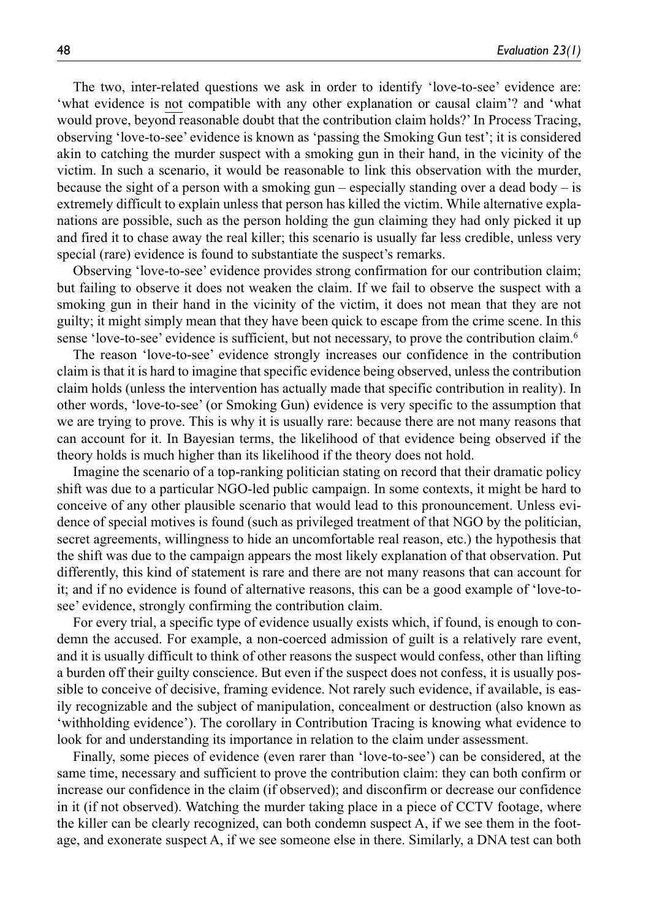The two, inter-related questions we ask in order to identify 'love-to-see' evidence are: 'what evidence is not compatible with any other explanation or causal claim'? and 'what would prove, beyond reasonable doubt that the contribution claim holds?' In Process Tracing, observing 'love-to-see' evidence is known as 'passing the Smoking Gun test'; it is considered akin to catching the murder suspect with a smoking gun in their hand, in the vicinity of the victim. In such a scenario, it would be reasonable to link this observation with the murder, because the sight of a person with a smoking gun – especially standing over a dead body – is extremely difficult to explain unless that person has killed the victim. While alternative explanations are possible, such as the person holding the gun claiming they had only picked it up and fired it to chase away the real killer; this scenario is usually far less credible, unless very special (rare) evidence is found to substantiate the suspect's remarks.

Observing 'love-to-see' evidence provides strong confirmation for our contribution claim; but failing to observe it does not weaken the claim. If we fail to observe the suspect with a smoking gun in their hand in the vicinity of the victim, it does not mean that they are not guilty; it might simply mean that they have been quick to escape from the crime scene. In this sense 'love-to-see' evidence is sufficient, but not necessary, to prove the contribution claim.[6]

The reason 'love-to-see' evidence strongly increases our confidence in the contribution claim is that it is hard to imagine that specific evidence being observed, unless the contribution claim holds (unless the intervention has actually made that specific contribution in reality). In other words, 'love-to-see' (or Smoking Gun) evidence is very specific to the assumption that we are trying to prove. This is why it is usually rare: because there are not many reasons that can account for it. In Bayesian terms, the likelihood of that evidence being observed if the theory holds is much higher than its likelihood if the theory does not hold.

Imagine the scenario of a top-ranking politician stating on record that their dramatic policy shift was due to a particular NGO-led public campaign. In some contexts, it might be hard to conceive of any other plausible scenario that would lead to this pronouncement. Unless evidence of special motives is found (such as privileged treatment of that NGO by the politician, secret agreements, willingness to hide an uncomfortable real reason, etc.) the hypothesis that the shift was due to the campaign appears the most likely explanation of that observation. Put differently, this kind of statement is rare and there are not many reasons that can account for it; and if no evidence is found of alternative reasons, this can be a good example of 'love-to-see' evidence, strongly confirming the contribution claim.

For every trial, a specific type of evidence usually exists which, if found, is enough to condemn the accused. For example, a non-coerced admission of guilt is a relatively rare event, and it is usually difficult to think of other reasons the suspect would confess, other than lifting a burden off their guilty conscience. But even if the suspect does not confess, it is usually possible to conceive of decisive, framing evidence. Not rarely such evidence, if available, is easily recognizable and the subject of manipulation, concealment or destruction (also known as 'withholding evidence'). The corollary in Contribution Tracing is knowing what evidence to look for and understanding its importance in relation to the claim under assessment.

Finally, some pieces of evidence (even rarer than 'love-to-see') can be considered, at the same time, necessary and sufficient to prove the contribution claim: they can both confirm or increase our confidence in the claim (if observed); and disconfirm or decrease our confidence in it (if not observed). Watching the murder taking place in a piece of CCTV footage, where the killer can be clearly recognized, can both condemn suspect A, if we see them in the footage, and exonerate suspect A, if we see someone else in there. Similarly, a DNA test can both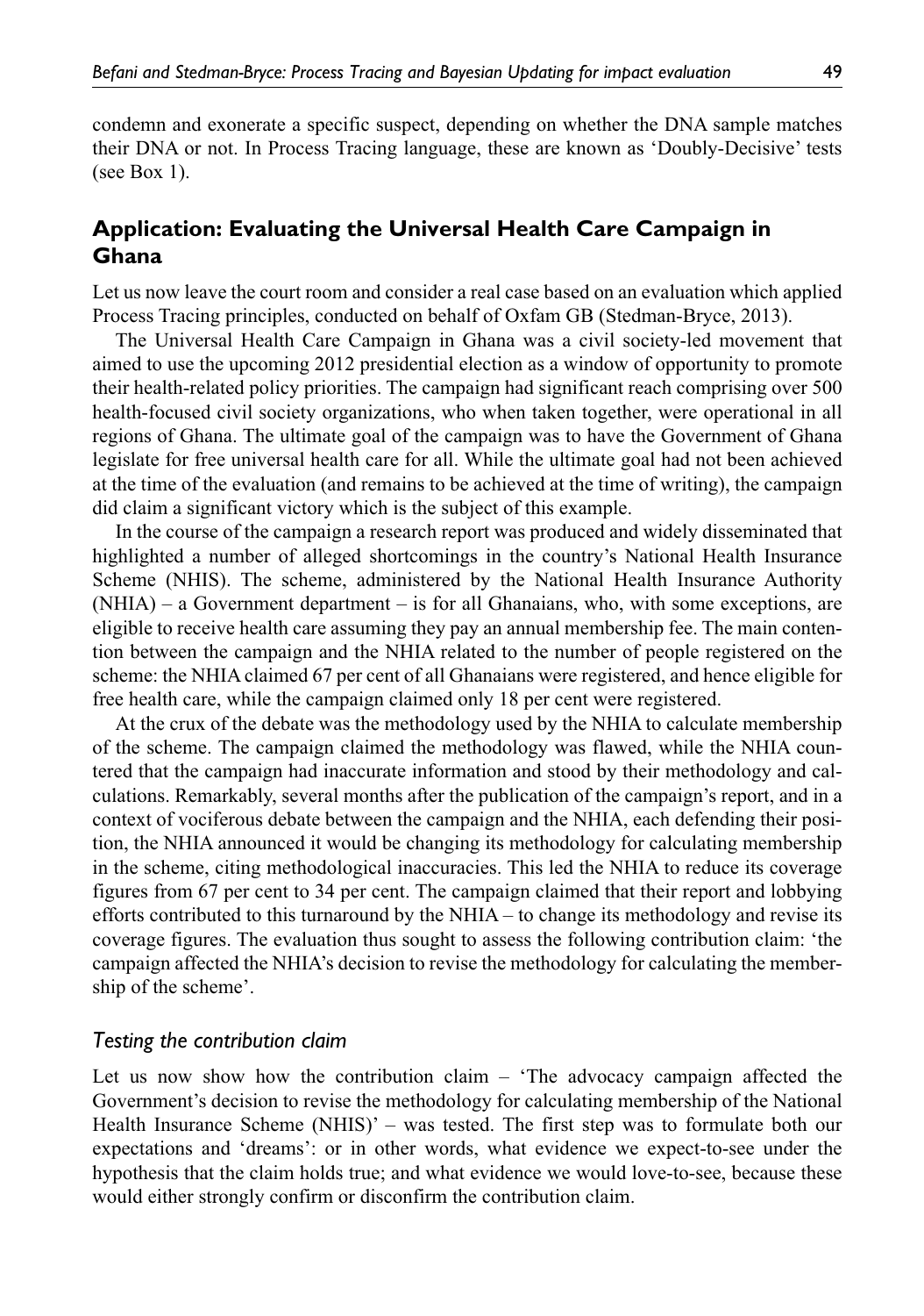condemn and exonerate a specific suspect, depending on whether the DNA sample matches their DNA or not. In Process Tracing language, these are known as 'Doubly-Decisive' tests (see Box 1).

## Application: Evaluating the Universal Health Care Campaign in Ghana

Let us now leave the court room and consider a real case based on an evaluation which applied Process Tracing principles, conducted on behalf of Oxfam GB (Stedman-Bryce, 2013).

The Universal Health Care Campaign in Ghana was a civil society-led movement that aimed to use the upcoming 2012 presidential election as a window of opportunity to promote their health-related policy priorities. The campaign had significant reach comprising over 500 health-focused civil society organizations, who when taken together, were operational in all regions of Ghana. The ultimate goal of the campaign was to have the Government of Ghana legislate for free universal health care for all. While the ultimate goal had not been achieved at the time of the evaluation (and remains to be achieved at the time of writing), the campaign did claim a significant victory which is the subject of this example.

In the course of the campaign a research report was produced and widely disseminated that highlighted a number of alleged shortcomings in the country's National Health Insurance Scheme (NHIS). The scheme, administered by the National Health Insurance Authority (NHIA) – a Government department – is for all Ghanaians, who, with some exceptions, are eligible to receive health care assuming they pay an annual membership fee. The main contention between the campaign and the NHIA related to the number of people registered on the scheme: the NHIA claimed 67 per cent of all Ghanaians were registered, and hence eligible for free health care, while the campaign claimed only 18 per cent were registered.

At the crux of the debate was the methodology used by the NHIA to calculate membership of the scheme. The campaign claimed the methodology was flawed, while the NHIA countered that the campaign had inaccurate information and stood by their methodology and calculations. Remarkably, several months after the publication of the campaign's report, and in a context of vociferous debate between the campaign and the NHIA, each defending their position, the NHIA announced it would be changing its methodology for calculating membership in the scheme, citing methodological inaccuracies. This led the NHIA to reduce its coverage figures from 67 per cent to 34 per cent. The campaign claimed that their report and lobbying efforts contributed to this turnaround by the NHIA – to change its methodology and revise its coverage figures. The evaluation thus sought to assess the following contribution claim: 'the campaign affected the NHIA's decision to revise the methodology for calculating the membership of the scheme'.

### *Testing the contribution claim*

Let us now show how the contribution claim – 'The advocacy campaign affected the Government's decision to revise the methodology for calculating membership of the National Health Insurance Scheme (NHIS)' – was tested. The first step was to formulate both our expectations and 'dreams': or in other words, what evidence we expect-to-see under the hypothesis that the claim holds true; and what evidence we would love-to-see, because these would either strongly confirm or disconfirm the contribution claim.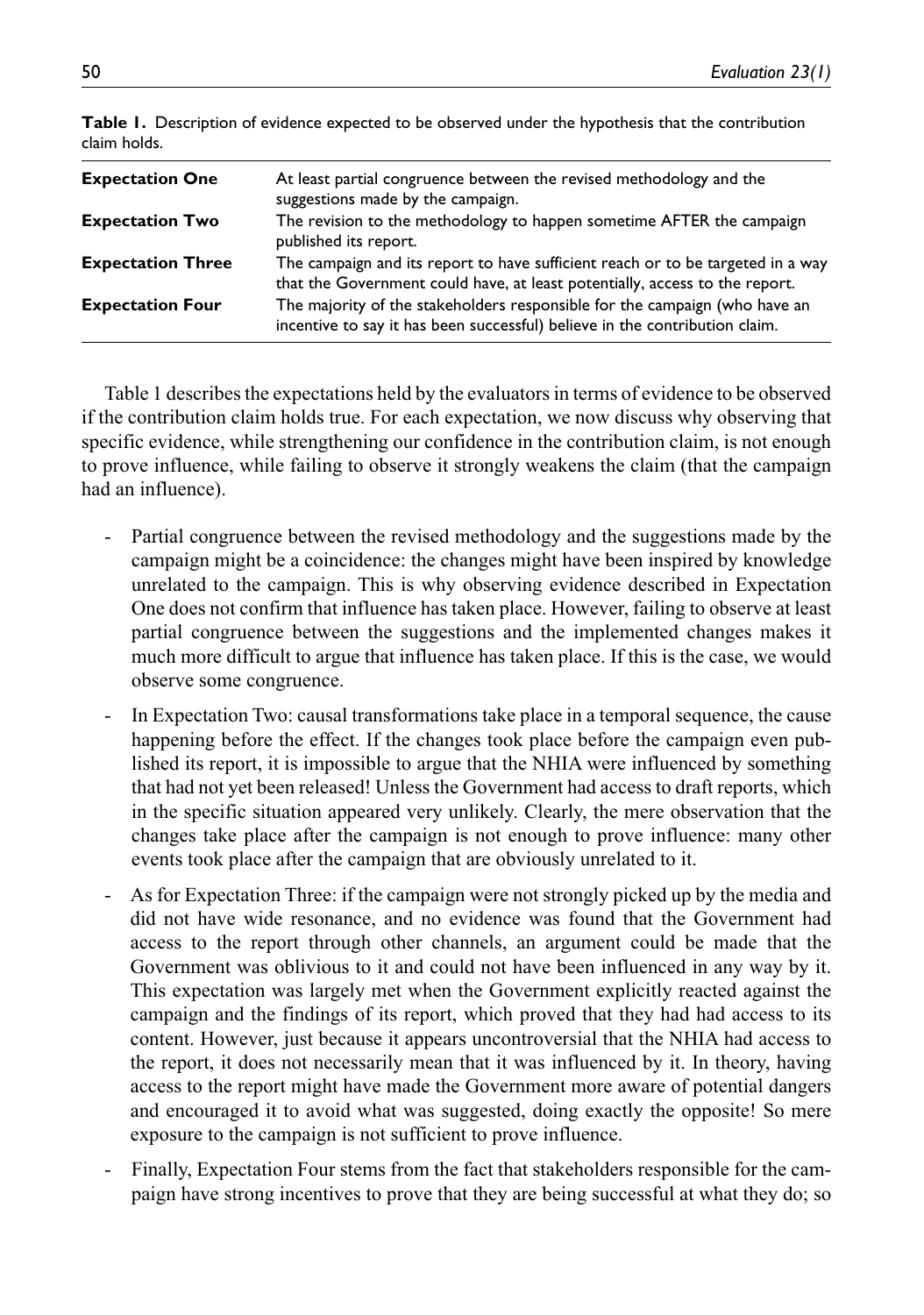**Table 1.** Description of evidence expected to be observed under the hypothesis that the contribution claim holds.

| | |
|---|---|
| **Expectation One** | At least partial congruence between the revised methodology and the suggestions made by the campaign. |
| **Expectation Two** | The revision to the methodology to happen sometime AFTER the campaign published its report. |
| **Expectation Three** | The campaign and its report to have sufficient reach or to be targeted in a way that the Government could have, at least potentially, access to the report. |
| **Expectation Four** | The majority of the stakeholders responsible for the campaign (who have an incentive to say it has been successful) believe in the contribution claim. |

Table 1 describes the expectations held by the evaluators in terms of evidence to be observed if the contribution claim holds true. For each expectation, we now discuss why observing that specific evidence, while strengthening our confidence in the contribution claim, is not enough to prove influence, while failing to observe it strongly weakens the claim (that the campaign had an influence).

- Partial congruence between the revised methodology and the suggestions made by the campaign might be a coincidence: the changes might have been inspired by knowledge unrelated to the campaign. This is why observing evidence described in Expectation One does not confirm that influence has taken place. However, failing to observe at least partial congruence between the suggestions and the implemented changes makes it much more difficult to argue that influence has taken place. If this is the case, we would observe some congruence.
- In Expectation Two: causal transformations take place in a temporal sequence, the cause happening before the effect. If the changes took place before the campaign even published its report, it is impossible to argue that the NHIA were influenced by something that had not yet been released! Unless the Government had access to draft reports, which in the specific situation appeared very unlikely. Clearly, the mere observation that the changes take place after the campaign is not enough to prove influence: many other events took place after the campaign that are obviously unrelated to it.
- As for Expectation Three: if the campaign were not strongly picked up by the media and did not have wide resonance, and no evidence was found that the Government had access to the report through other channels, an argument could be made that the Government was oblivious to it and could not have been influenced in any way by it. This expectation was largely met when the Government explicitly reacted against the campaign and the findings of its report, which proved that they had had access to its content. However, just because it appears uncontroversial that the NHIA had access to the report, it does not necessarily mean that it was influenced by it. In theory, having access to the report might have made the Government more aware of potential dangers and encouraged it to avoid what was suggested, doing exactly the opposite! So mere exposure to the campaign is not sufficient to prove influence.
- Finally, Expectation Four stems from the fact that stakeholders responsible for the campaign have strong incentives to prove that they are being successful at what they do; so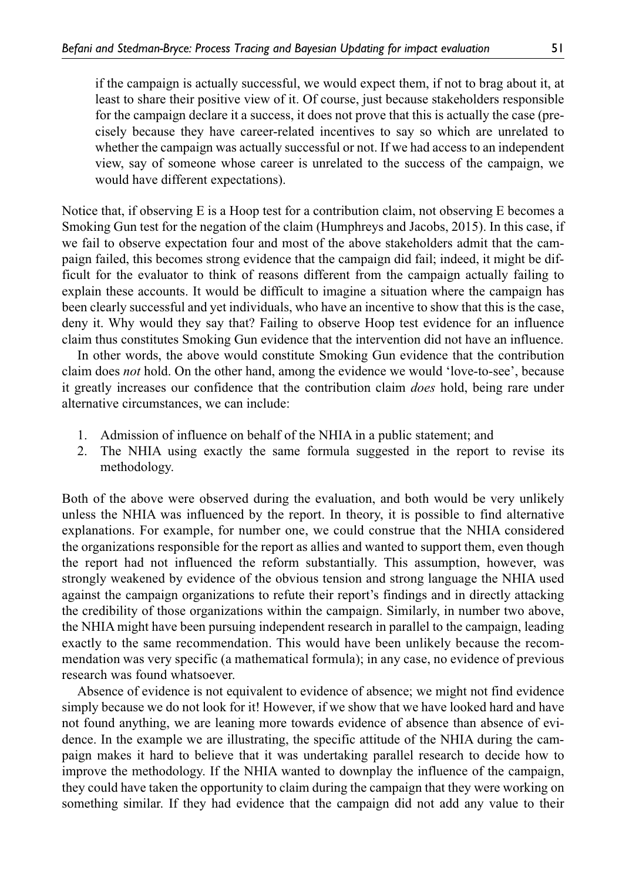> if the campaign is actually successful, we would expect them, if not to brag about it, at least to share their positive view of it. Of course, just because stakeholders responsible for the campaign declare it a success, it does not prove that this is actually the case (precisely because they have career-related incentives to say so which are unrelated to whether the campaign was actually successful or not. If we had access to an independent view, say of someone whose career is unrelated to the success of the campaign, we would have different expectations).

Notice that, if observing E is a Hoop test for a contribution claim, not observing E becomes a Smoking Gun test for the negation of the claim (Humphreys and Jacobs, 2015). In this case, if we fail to observe expectation four and most of the above stakeholders admit that the campaign failed, this becomes strong evidence that the campaign did fail; indeed, it might be difficult for the evaluator to think of reasons different from the campaign actually failing to explain these accounts. It would be difficult to imagine a situation where the campaign has been clearly successful and yet individuals, who have an incentive to show that this is the case, deny it. Why would they say that? Failing to observe Hoop test evidence for an influence claim thus constitutes Smoking Gun evidence that the intervention did not have an influence.

In other words, the above would constitute Smoking Gun evidence that the contribution claim does *not* hold. On the other hand, among the evidence we would 'love-to-see', because it greatly increases our confidence that the contribution claim *does* hold, being rare under alternative circumstances, we can include:

1. Admission of influence on behalf of the NHIA in a public statement; and
2. The NHIA using exactly the same formula suggested in the report to revise its methodology.

Both of the above were observed during the evaluation, and both would be very unlikely unless the NHIA was influenced by the report. In theory, it is possible to find alternative explanations. For example, for number one, we could construe that the NHIA considered the organizations responsible for the report as allies and wanted to support them, even though the report had not influenced the reform substantially. This assumption, however, was strongly weakened by evidence of the obvious tension and strong language the NHIA used against the campaign organizations to refute their report's findings and in directly attacking the credibility of those organizations within the campaign. Similarly, in number two above, the NHIA might have been pursuing independent research in parallel to the campaign, leading exactly to the same recommendation. This would have been unlikely because the recommendation was very specific (a mathematical formula); in any case, no evidence of previous research was found whatsoever.

Absence of evidence is not equivalent to evidence of absence; we might not find evidence simply because we do not look for it! However, if we show that we have looked hard and have not found anything, we are leaning more towards evidence of absence than absence of evidence. In the example we are illustrating, the specific attitude of the NHIA during the campaign makes it hard to believe that it was undertaking parallel research to decide how to improve the methodology. If the NHIA wanted to downplay the influence of the campaign, they could have taken the opportunity to claim during the campaign that they were working on something similar. If they had evidence that the campaign did not add any value to their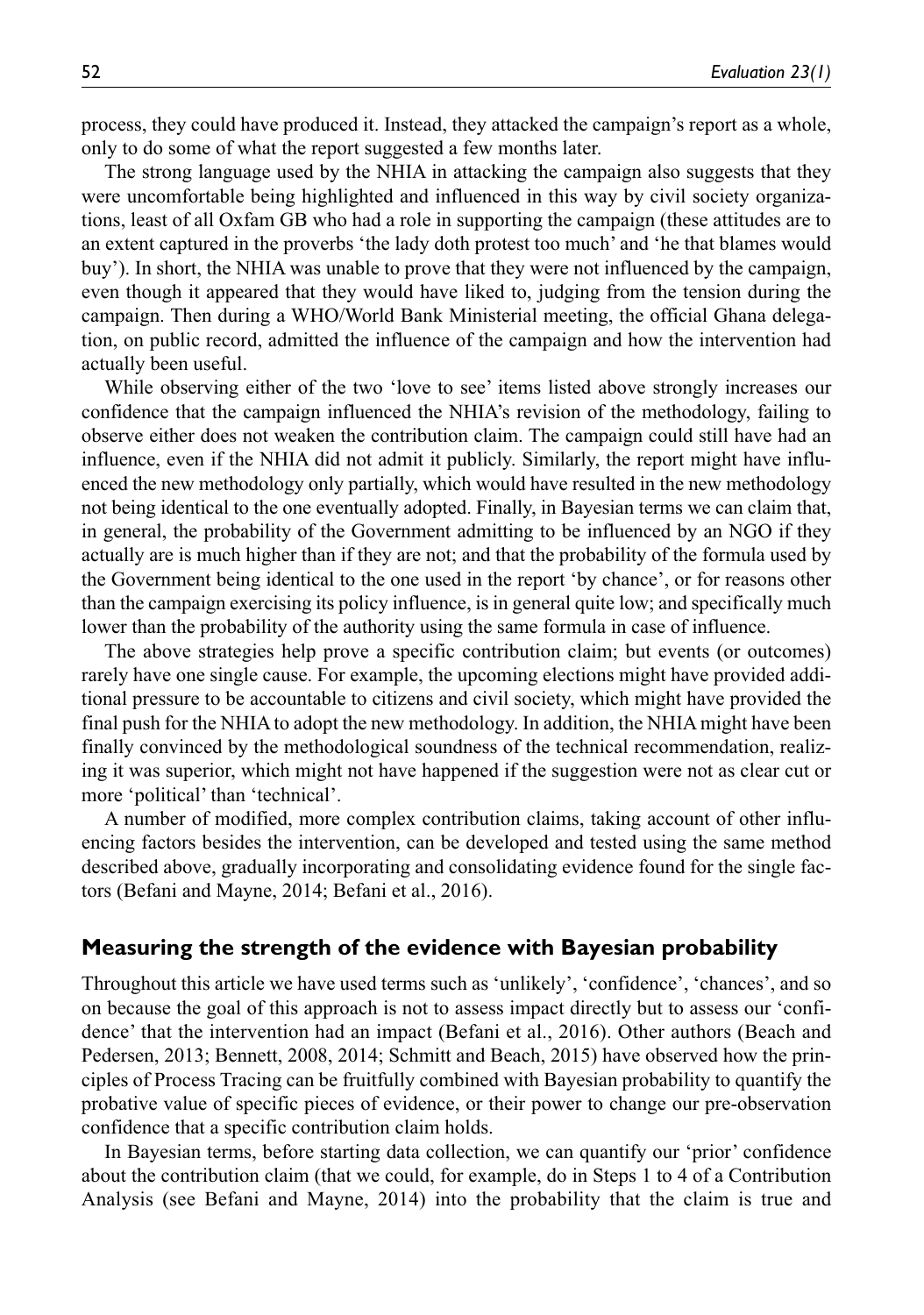process, they could have produced it. Instead, they attacked the campaign's report as a whole, only to do some of what the report suggested a few months later.

The strong language used by the NHIA in attacking the campaign also suggests that they were uncomfortable being highlighted and influenced in this way by civil society organizations, least of all Oxfam GB who had a role in supporting the campaign (these attitudes are to an extent captured in the proverbs 'the lady doth protest too much' and 'he that blames would buy'). In short, the NHIA was unable to prove that they were not influenced by the campaign, even though it appeared that they would have liked to, judging from the tension during the campaign. Then during a WHO/World Bank Ministerial meeting, the official Ghana delegation, on public record, admitted the influence of the campaign and how the intervention had actually been useful.

While observing either of the two 'love to see' items listed above strongly increases our confidence that the campaign influenced the NHIA's revision of the methodology, failing to observe either does not weaken the contribution claim. The campaign could still have had an influence, even if the NHIA did not admit it publicly. Similarly, the report might have influenced the new methodology only partially, which would have resulted in the new methodology not being identical to the one eventually adopted. Finally, in Bayesian terms we can claim that, in general, the probability of the Government admitting to be influenced by an NGO if they actually are is much higher than if they are not; and that the probability of the formula used by the Government being identical to the one used in the report 'by chance', or for reasons other than the campaign exercising its policy influence, is in general quite low; and specifically much lower than the probability of the authority using the same formula in case of influence.

The above strategies help prove a specific contribution claim; but events (or outcomes) rarely have one single cause. For example, the upcoming elections might have provided additional pressure to be accountable to citizens and civil society, which might have provided the final push for the NHIA to adopt the new methodology. In addition, the NHIA might have been finally convinced by the methodological soundness of the technical recommendation, realizing it was superior, which might not have happened if the suggestion were not as clear cut or more 'political' than 'technical'.

A number of modified, more complex contribution claims, taking account of other influencing factors besides the intervention, can be developed and tested using the same method described above, gradually incorporating and consolidating evidence found for the single factors (Befani and Mayne, 2014; Befani et al., 2016).

## Measuring the strength of the evidence with Bayesian probability

Throughout this article we have used terms such as 'unlikely', 'confidence', 'chances', and so on because the goal of this approach is not to assess impact directly but to assess our 'confidence' that the intervention had an impact (Befani et al., 2016). Other authors (Beach and Pedersen, 2013; Bennett, 2008, 2014; Schmitt and Beach, 2015) have observed how the principles of Process Tracing can be fruitfully combined with Bayesian probability to quantify the probative value of specific pieces of evidence, or their power to change our pre-observation confidence that a specific contribution claim holds.

In Bayesian terms, before starting data collection, we can quantify our 'prior' confidence about the contribution claim (that we could, for example, do in Steps 1 to 4 of a Contribution Analysis (see Befani and Mayne, 2014) into the probability that the claim is true and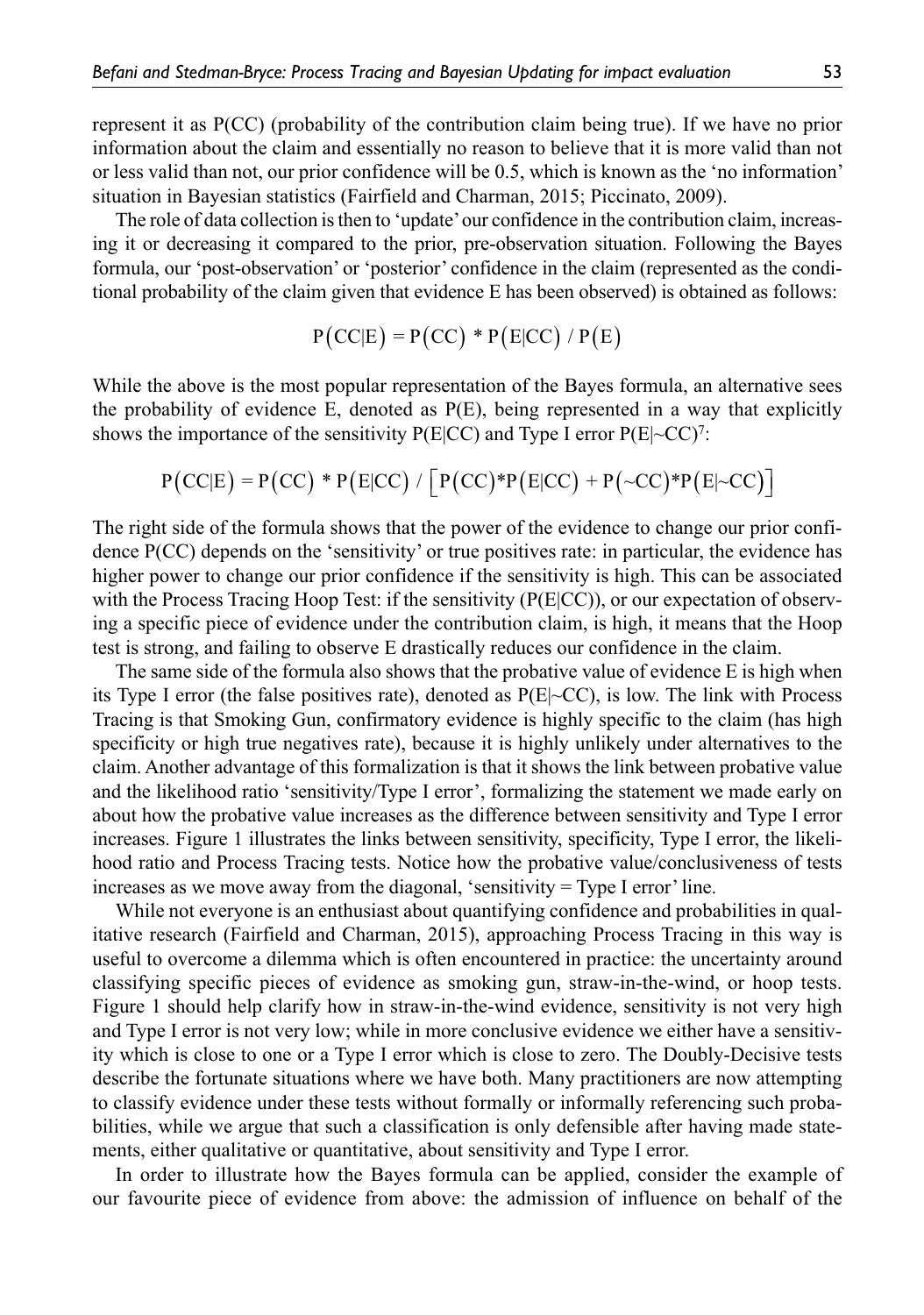represent it as P(CC) (probability of the contribution claim being true). If we have no prior information about the claim and essentially no reason to believe that it is more valid than not or less valid than not, our prior confidence will be 0.5, which is known as the 'no information' situation in Bayesian statistics (Fairfield and Charman, 2015; Piccinato, 2009).

The role of data collection is then to 'update' our confidence in the contribution claim, increasing it or decreasing it compared to the prior, pre-observation situation. Following the Bayes formula, our 'post-observation' or 'posterior' confidence in the claim (represented as the conditional probability of the claim given that evidence E has been observed) is obtained as follows:

$$P(CC|E) = P(CC) * P(E|CC) / P(E)$$

While the above is the most popular representation of the Bayes formula, an alternative sees the probability of evidence E, denoted as P(E), being represented in a way that explicitly shows the importance of the sensitivity P(E|CC) and Type I error P(E|~CC)[7]:

$$P(CC|E) = P(CC) * P(E|CC) / \left[P(CC)*P(E|CC) + P(\sim CC)*P(E|\sim CC)\right]$$

The right side of the formula shows that the power of the evidence to change our prior confidence P(CC) depends on the 'sensitivity' or true positives rate: in particular, the evidence has higher power to change our prior confidence if the sensitivity is high. This can be associated with the Process Tracing Hoop Test: if the sensitivity (P(E|CC)), or our expectation of observing a specific piece of evidence under the contribution claim, is high, it means that the Hoop test is strong, and failing to observe E drastically reduces our confidence in the claim.

The same side of the formula also shows that the probative value of evidence E is high when its Type I error (the false positives rate), denoted as P(E|~CC), is low. The link with Process Tracing is that Smoking Gun, confirmatory evidence is highly specific to the claim (has high specificity or high true negatives rate), because it is highly unlikely under alternatives to the claim. Another advantage of this formalization is that it shows the link between probative value and the likelihood ratio 'sensitivity/Type I error', formalizing the statement we made early on about how the probative value increases as the difference between sensitivity and Type I error increases. Figure 1 illustrates the links between sensitivity, specificity, Type I error, the likelihood ratio and Process Tracing tests. Notice how the probative value/conclusiveness of tests increases as we move away from the diagonal, 'sensitivity = Type I error' line.

While not everyone is an enthusiast about quantifying confidence and probabilities in qualitative research (Fairfield and Charman, 2015), approaching Process Tracing in this way is useful to overcome a dilemma which is often encountered in practice: the uncertainty around classifying specific pieces of evidence as smoking gun, straw-in-the-wind, or hoop tests. Figure 1 should help clarify how in straw-in-the-wind evidence, sensitivity is not very high and Type I error is not very low; while in more conclusive evidence we either have a sensitivity which is close to one or a Type I error which is close to zero. The Doubly-Decisive tests describe the fortunate situations where we have both. Many practitioners are now attempting to classify evidence under these tests without formally or informally referencing such probabilities, while we argue that such a classification is only defensible after having made statements, either qualitative or quantitative, about sensitivity and Type I error.

In order to illustrate how the Bayes formula can be applied, consider the example of our favourite piece of evidence from above: the admission of influence on behalf of the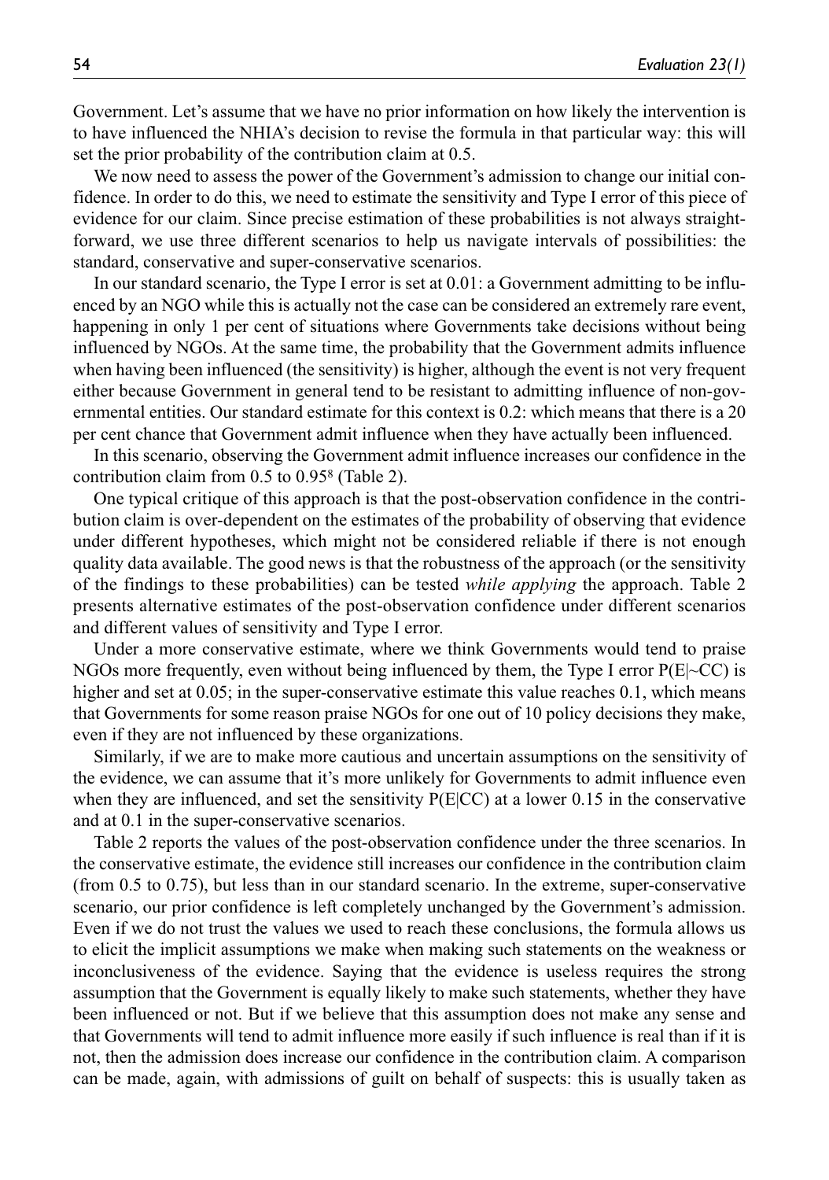Government. Let's assume that we have no prior information on how likely the intervention is to have influenced the NHIA's decision to revise the formula in that particular way: this will set the prior probability of the contribution claim at 0.5.

We now need to assess the power of the Government's admission to change our initial confidence. In order to do this, we need to estimate the sensitivity and Type I error of this piece of evidence for our claim. Since precise estimation of these probabilities is not always straightforward, we use three different scenarios to help us navigate intervals of possibilities: the standard, conservative and super-conservative scenarios.

In our standard scenario, the Type I error is set at 0.01: a Government admitting to be influenced by an NGO while this is actually not the case can be considered an extremely rare event, happening in only 1 per cent of situations where Governments take decisions without being influenced by NGOs. At the same time, the probability that the Government admits influence when having been influenced (the sensitivity) is higher, although the event is not very frequent either because Government in general tend to be resistant to admitting influence of non-governmental entities. Our standard estimate for this context is 0.2: which means that there is a 20 per cent chance that Government admit influence when they have actually been influenced.

In this scenario, observing the Government admit influence increases our confidence in the contribution claim from 0.5 to 0.95[8] (Table 2).

One typical critique of this approach is that the post-observation confidence in the contribution claim is over-dependent on the estimates of the probability of observing that evidence under different hypotheses, which might not be considered reliable if there is not enough quality data available. The good news is that the robustness of the approach (or the sensitivity of the findings to these probabilities) can be tested *while applying* the approach. Table 2 presents alternative estimates of the post-observation confidence under different scenarios and different values of sensitivity and Type I error.

Under a more conservative estimate, where we think Governments would tend to praise NGOs more frequently, even without being influenced by them, the Type I error $P(E|{\sim}CC)$ is higher and set at 0.05; in the super-conservative estimate this value reaches 0.1, which means that Governments for some reason praise NGOs for one out of 10 policy decisions they make, even if they are not influenced by these organizations.

Similarly, if we are to make more cautious and uncertain assumptions on the sensitivity of the evidence, we can assume that it's more unlikely for Governments to admit influence even when they are influenced, and set the sensitivity $P(E|CC)$ at a lower 0.15 in the conservative and at 0.1 in the super-conservative scenarios.

Table 2 reports the values of the post-observation confidence under the three scenarios. In the conservative estimate, the evidence still increases our confidence in the contribution claim (from 0.5 to 0.75), but less than in our standard scenario. In the extreme, super-conservative scenario, our prior confidence is left completely unchanged by the Government's admission. Even if we do not trust the values we used to reach these conclusions, the formula allows us to elicit the implicit assumptions we make when making such statements on the weakness or inconclusiveness of the evidence. Saying that the evidence is useless requires the strong assumption that the Government is equally likely to make such statements, whether they have been influenced or not. But if we believe that this assumption does not make any sense and that Governments will tend to admit influence more easily if such influence is real than if it is not, then the admission does increase our confidence in the contribution claim. A comparison can be made, again, with admissions of guilt on behalf of suspects: this is usually taken as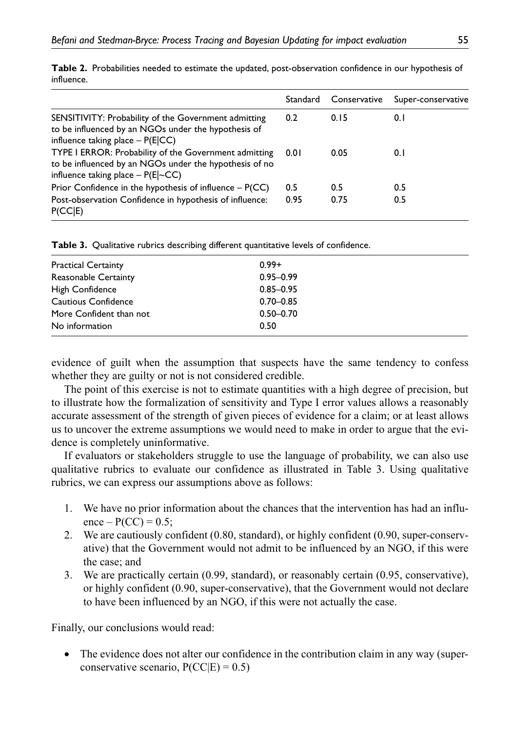**Table 2.** Probabilities needed to estimate the updated, post-observation confidence in our hypothesis of influence.

| | Standard | Conservative | Super-conservative |
|---|---|---|---|
| SENSITIVITY: Probability of the Government admitting to be influenced by an NGOs under the hypothesis of influence taking place – P(E\|CC) | 0.2 | 0.15 | 0.1 |
| TYPE I ERROR: Probability of the Government admitting to be influenced by an NGOs under the hypothesis of no influence taking place – P(E\|~CC) | 0.01 | 0.05 | 0.1 |
| Prior Confidence in the hypothesis of influence – P(CC) | 0.5 | 0.5 | 0.5 |
| Post-observation Confidence in hypothesis of influence: P(CC\|E) | 0.95 | 0.75 | 0.5 |

**Table 3.** Qualitative rubrics describing different quantitative levels of confidence.

| | |
|---|---|
| Practical Certainty | 0.99+ |
| Reasonable Certainty | 0.95–0.99 |
| High Confidence | 0.85–0.95 |
| Cautious Confidence | 0.70–0.85 |
| More Confident than not | 0.50–0.70 |
| No information | 0.50 |

evidence of guilt when the assumption that suspects have the same tendency to confess whether they are guilty or not is not considered credible.

The point of this exercise is not to estimate quantities with a high degree of precision, but to illustrate how the formalization of sensitivity and Type I error values allows a reasonably accurate assessment of the strength of given pieces of evidence for a claim; or at least allows us to uncover the extreme assumptions we would need to make in order to argue that the evidence is completely uninformative.

If evaluators or stakeholders struggle to use the language of probability, we can also use qualitative rubrics to evaluate our confidence as illustrated in Table 3. Using qualitative rubrics, we can express our assumptions above as follows:

1. We have no prior information about the chances that the intervention has had an influence – P(CC) = 0.5;
2. We are cautiously confident (0.80, standard), or highly confident (0.90, super-conservative) that the Government would not admit to be influenced by an NGO, if this were the case; and
3. We are practically certain (0.99, standard), or reasonably certain (0.95, conservative), or highly confident (0.90, super-conservative), that the Government would not declare to have been influenced by an NGO, if this were not actually the case.

Finally, our conclusions would read:

- The evidence does not alter our confidence in the contribution claim in any way (super-conservative scenario, P(CC|E) = 0.5)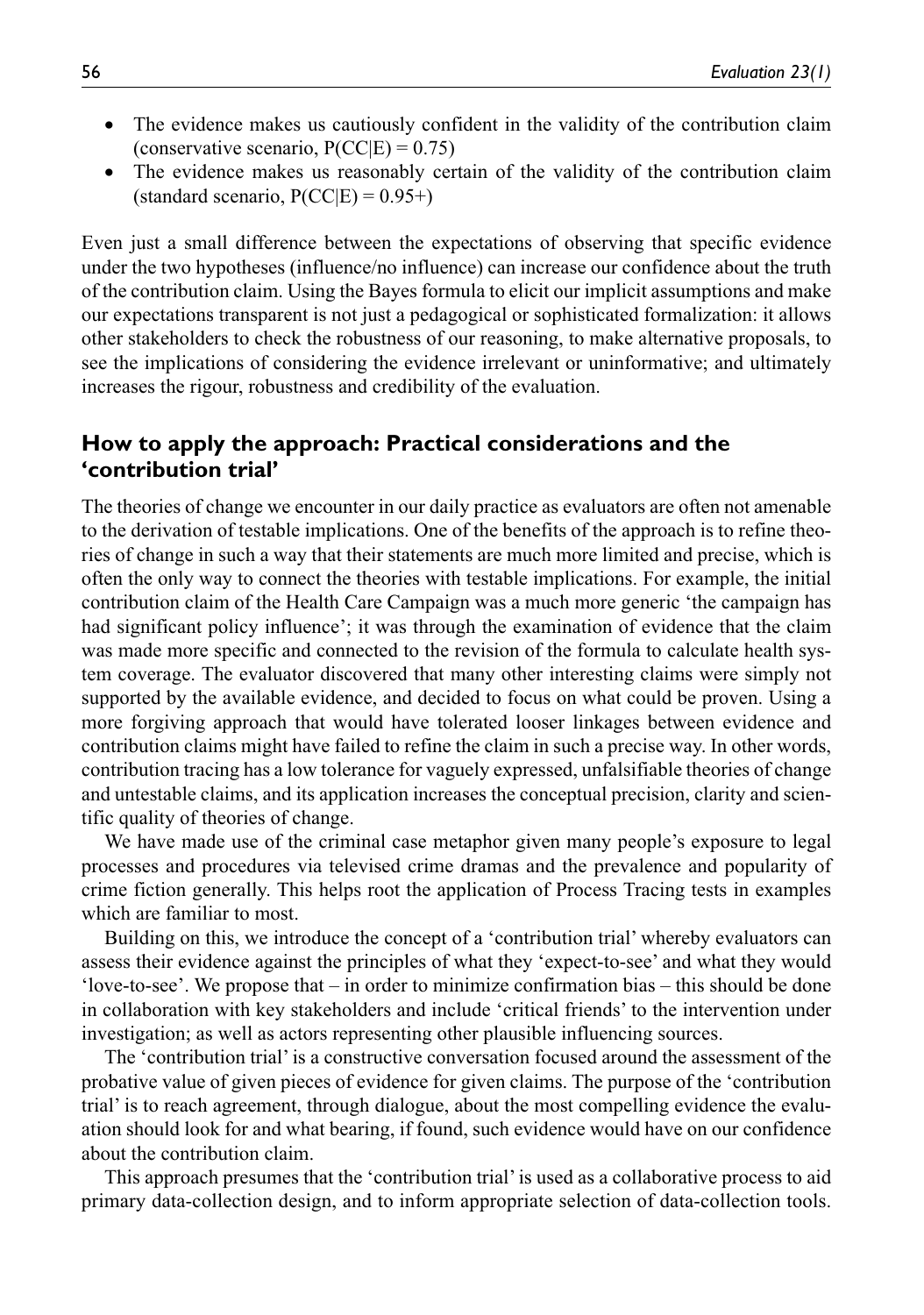- The evidence makes us cautiously confident in the validity of the contribution claim (conservative scenario, $P(CC|E) = 0.75$)
- The evidence makes us reasonably certain of the validity of the contribution claim (standard scenario, $P(CC|E) = 0.95+$)

Even just a small difference between the expectations of observing that specific evidence under the two hypotheses (influence/no influence) can increase our confidence about the truth of the contribution claim. Using the Bayes formula to elicit our implicit assumptions and make our expectations transparent is not just a pedagogical or sophisticated formalization: it allows other stakeholders to check the robustness of our reasoning, to make alternative proposals, to see the implications of considering the evidence irrelevant or uninformative; and ultimately increases the rigour, robustness and credibility of the evaluation.

## How to apply the approach: Practical considerations and the 'contribution trial'

The theories of change we encounter in our daily practice as evaluators are often not amenable to the derivation of testable implications. One of the benefits of the approach is to refine theories of change in such a way that their statements are much more limited and precise, which is often the only way to connect the theories with testable implications. For example, the initial contribution claim of the Health Care Campaign was a much more generic 'the campaign has had significant policy influence'; it was through the examination of evidence that the claim was made more specific and connected to the revision of the formula to calculate health system coverage. The evaluator discovered that many other interesting claims were simply not supported by the available evidence, and decided to focus on what could be proven. Using a more forgiving approach that would have tolerated looser linkages between evidence and contribution claims might have failed to refine the claim in such a precise way. In other words, contribution tracing has a low tolerance for vaguely expressed, unfalsifiable theories of change and untestable claims, and its application increases the conceptual precision, clarity and scientific quality of theories of change.

We have made use of the criminal case metaphor given many people's exposure to legal processes and procedures via televised crime dramas and the prevalence and popularity of crime fiction generally. This helps root the application of Process Tracing tests in examples which are familiar to most.

Building on this, we introduce the concept of a 'contribution trial' whereby evaluators can assess their evidence against the principles of what they 'expect-to-see' and what they would 'love-to-see'. We propose that – in order to minimize confirmation bias – this should be done in collaboration with key stakeholders and include 'critical friends' to the intervention under investigation; as well as actors representing other plausible influencing sources.

The 'contribution trial' is a constructive conversation focused around the assessment of the probative value of given pieces of evidence for given claims. The purpose of the 'contribution trial' is to reach agreement, through dialogue, about the most compelling evidence the evaluation should look for and what bearing, if found, such evidence would have on our confidence about the contribution claim.

This approach presumes that the 'contribution trial' is used as a collaborative process to aid primary data-collection design, and to inform appropriate selection of data-collection tools.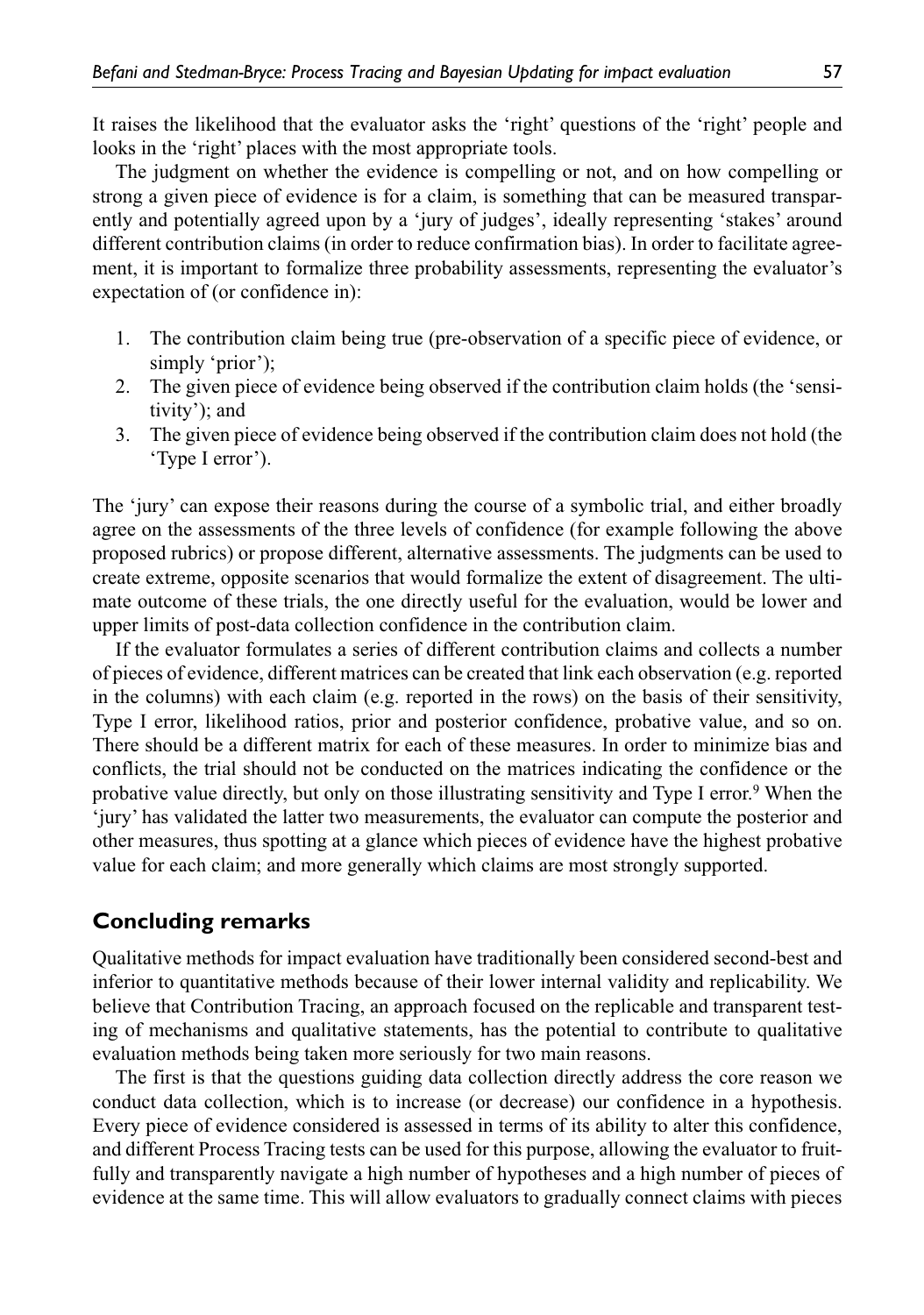It raises the likelihood that the evaluator asks the 'right' questions of the 'right' people and looks in the 'right' places with the most appropriate tools.

The judgment on whether the evidence is compelling or not, and on how compelling or strong a given piece of evidence is for a claim, is something that can be measured transparently and potentially agreed upon by a 'jury of judges', ideally representing 'stakes' around different contribution claims (in order to reduce confirmation bias). In order to facilitate agreement, it is important to formalize three probability assessments, representing the evaluator's expectation of (or confidence in):

1. The contribution claim being true (pre-observation of a specific piece of evidence, or simply 'prior');
2. The given piece of evidence being observed if the contribution claim holds (the 'sensitivity'); and
3. The given piece of evidence being observed if the contribution claim does not hold (the 'Type I error').

The 'jury' can expose their reasons during the course of a symbolic trial, and either broadly agree on the assessments of the three levels of confidence (for example following the above proposed rubrics) or propose different, alternative assessments. The judgments can be used to create extreme, opposite scenarios that would formalize the extent of disagreement. The ultimate outcome of these trials, the one directly useful for the evaluation, would be lower and upper limits of post-data collection confidence in the contribution claim.

If the evaluator formulates a series of different contribution claims and collects a number of pieces of evidence, different matrices can be created that link each observation (e.g. reported in the columns) with each claim (e.g. reported in the rows) on the basis of their sensitivity, Type I error, likelihood ratios, prior and posterior confidence, probative value, and so on. There should be a different matrix for each of these measures. In order to minimize bias and conflicts, the trial should not be conducted on the matrices indicating the confidence or the probative value directly, but only on those illustrating sensitivity and Type I error.[9] When the 'jury' has validated the latter two measurements, the evaluator can compute the posterior and other measures, thus spotting at a glance which pieces of evidence have the highest probative value for each claim; and more generally which claims are most strongly supported.

## Concluding remarks

Qualitative methods for impact evaluation have traditionally been considered second-best and inferior to quantitative methods because of their lower internal validity and replicability. We believe that Contribution Tracing, an approach focused on the replicable and transparent testing of mechanisms and qualitative statements, has the potential to contribute to qualitative evaluation methods being taken more seriously for two main reasons.

The first is that the questions guiding data collection directly address the core reason we conduct data collection, which is to increase (or decrease) our confidence in a hypothesis. Every piece of evidence considered is assessed in terms of its ability to alter this confidence, and different Process Tracing tests can be used for this purpose, allowing the evaluator to fruitfully and transparently navigate a high number of hypotheses and a high number of pieces of evidence at the same time. This will allow evaluators to gradually connect claims with pieces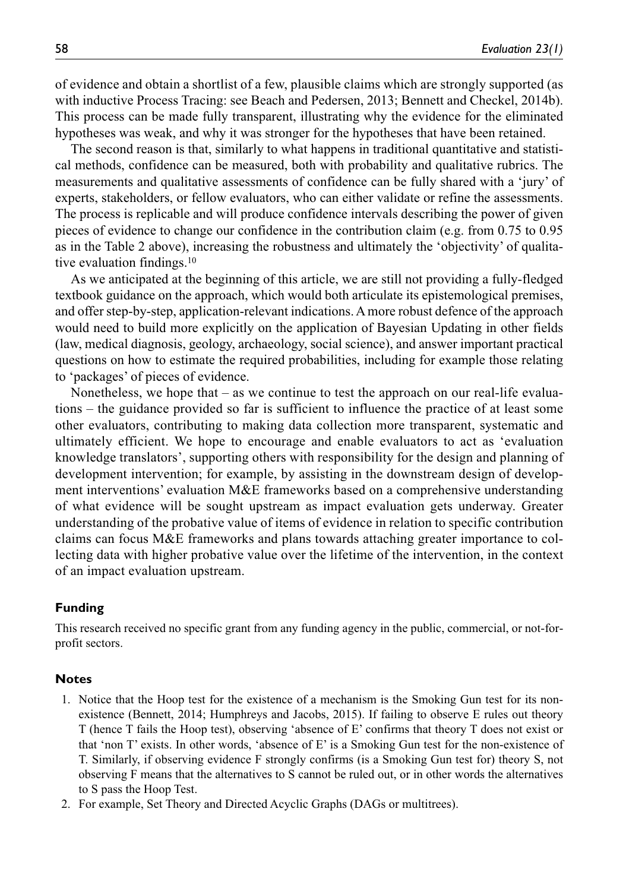of evidence and obtain a shortlist of a few, plausible claims which are strongly supported (as with inductive Process Tracing: see Beach and Pedersen, 2013; Bennett and Checkel, 2014b). This process can be made fully transparent, illustrating why the evidence for the eliminated hypotheses was weak, and why it was stronger for the hypotheses that have been retained.

The second reason is that, similarly to what happens in traditional quantitative and statistical methods, confidence can be measured, both with probability and qualitative rubrics. The measurements and qualitative assessments of confidence can be fully shared with a 'jury' of experts, stakeholders, or fellow evaluators, who can either validate or refine the assessments. The process is replicable and will produce confidence intervals describing the power of given pieces of evidence to change our confidence in the contribution claim (e.g. from 0.75 to 0.95 as in the Table 2 above), increasing the robustness and ultimately the 'objectivity' of qualitative evaluation findings.[10]

As we anticipated at the beginning of this article, we are still not providing a fully-fledged textbook guidance on the approach, which would both articulate its epistemological premises, and offer step-by-step, application-relevant indications. A more robust defence of the approach would need to build more explicitly on the application of Bayesian Updating in other fields (law, medical diagnosis, geology, archaeology, social science), and answer important practical questions on how to estimate the required probabilities, including for example those relating to 'packages' of pieces of evidence.

Nonetheless, we hope that – as we continue to test the approach on our real-life evaluations – the guidance provided so far is sufficient to influence the practice of at least some other evaluators, contributing to making data collection more transparent, systematic and ultimately efficient. We hope to encourage and enable evaluators to act as 'evaluation knowledge translators', supporting others with responsibility for the design and planning of development intervention; for example, by assisting in the downstream design of development interventions' evaluation M&E frameworks based on a comprehensive understanding of what evidence will be sought upstream as impact evaluation gets underway. Greater understanding of the probative value of items of evidence in relation to specific contribution claims can focus M&E frameworks and plans towards attaching greater importance to collecting data with higher probative value over the lifetime of the intervention, in the context of an impact evaluation upstream.

## Funding

This research received no specific grant from any funding agency in the public, commercial, or not-for-profit sectors.

## Notes

1. Notice that the Hoop test for the existence of a mechanism is the Smoking Gun test for its non-existence (Bennett, 2014; Humphreys and Jacobs, 2015). If failing to observe E rules out theory T (hence T fails the Hoop test), observing 'absence of E' confirms that theory T does not exist or that 'non T' exists. In other words, 'absence of E' is a Smoking Gun test for the non-existence of T. Similarly, if observing evidence F strongly confirms (is a Smoking Gun test for) theory S, not observing F means that the alternatives to S cannot be ruled out, or in other words the alternatives to S pass the Hoop Test.
2. For example, Set Theory and Directed Acyclic Graphs (DAGs or multitrees).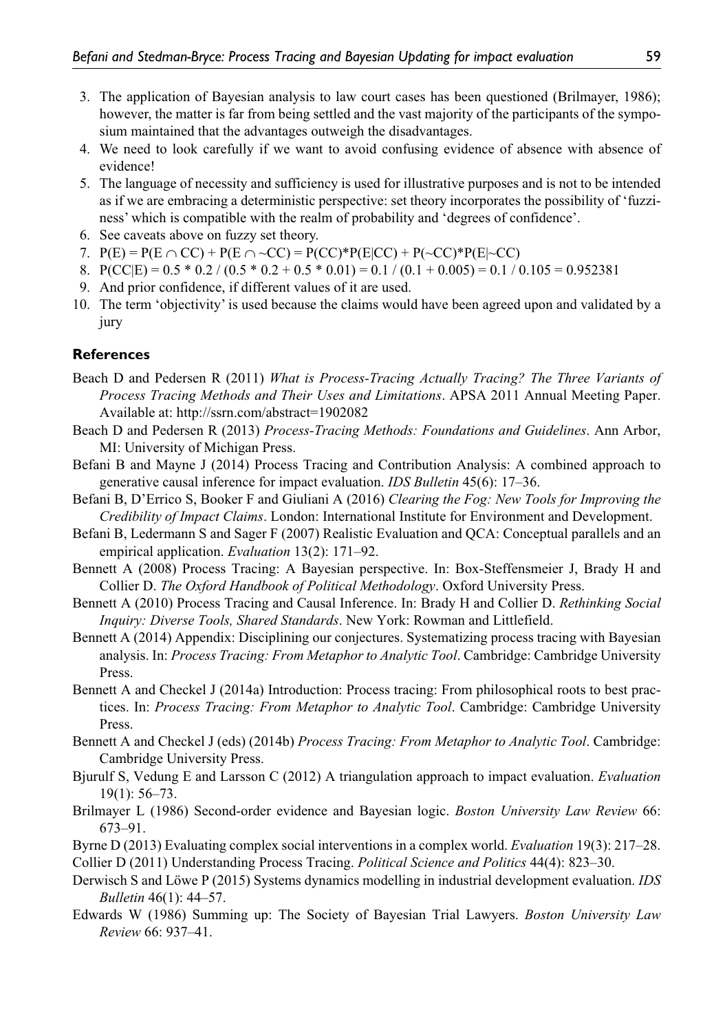3. The application of Bayesian analysis to law court cases has been questioned (Brilmayer, 1986); however, the matter is far from being settled and the vast majority of the participants of the symposium maintained that the advantages outweigh the disadvantages.
4. We need to look carefully if we want to avoid confusing evidence of absence with absence of evidence!
5. The language of necessity and sufficiency is used for illustrative purposes and is not to be intended as if we are embracing a deterministic perspective: set theory incorporates the possibility of 'fuzziness' which is compatible with the realm of probability and 'degrees of confidence'.
6. See caveats above on fuzzy set theory.
7. $P(E) = P(E \cap CC) + P(E \cap \sim CC) = P(CC)*P(E|CC) + P(\sim CC)*P(E|\sim CC)$
8. $P(CC|E) = 0.5 * 0.2 / (0.5 * 0.2 + 0.5 * 0.01) = 0.1 / (0.1 + 0.005) = 0.1 / 0.105 = 0.952381$
9. And prior confidence, if different values of it are used.
10. The term 'objectivity' is used because the claims would have been agreed upon and validated by a jury

## References

Beach D and Pedersen R (2011) *What is Process-Tracing Actually Tracing? The Three Variants of Process Tracing Methods and Their Uses and Limitations*. APSA 2011 Annual Meeting Paper. Available at: http://ssrn.com/abstract=1902082

Beach D and Pedersen R (2013) *Process-Tracing Methods: Foundations and Guidelines*. Ann Arbor, MI: University of Michigan Press.

Befani B and Mayne J (2014) Process Tracing and Contribution Analysis: A combined approach to generative causal inference for impact evaluation. *IDS Bulletin* 45(6): 17–36.

Befani B, D'Errico S, Booker F and Giuliani A (2016) *Clearing the Fog: New Tools for Improving the Credibility of Impact Claims*. London: International Institute for Environment and Development.

Befani B, Ledermann S and Sager F (2007) Realistic Evaluation and QCA: Conceptual parallels and an empirical application. *Evaluation* 13(2): 171–92.

Bennett A (2008) Process Tracing: A Bayesian perspective. In: Box-Steffensmeier J, Brady H and Collier D. *The Oxford Handbook of Political Methodology*. Oxford University Press.

Bennett A (2010) Process Tracing and Causal Inference. In: Brady H and Collier D. *Rethinking Social Inquiry: Diverse Tools, Shared Standards*. New York: Rowman and Littlefield.

Bennett A (2014) Appendix: Disciplining our conjectures. Systematizing process tracing with Bayesian analysis. In: *Process Tracing: From Metaphor to Analytic Tool*. Cambridge: Cambridge University Press.

Bennett A and Checkel J (2014a) Introduction: Process tracing: From philosophical roots to best practices. In: *Process Tracing: From Metaphor to Analytic Tool*. Cambridge: Cambridge University Press.

Bennett A and Checkel J (eds) (2014b) *Process Tracing: From Metaphor to Analytic Tool*. Cambridge: Cambridge University Press.

Bjurulf S, Vedung E and Larsson C (2012) A triangulation approach to impact evaluation. *Evaluation* 19(1): 56–73.

Brilmayer L (1986) Second-order evidence and Bayesian logic. *Boston University Law Review* 66: 673–91.

Byrne D (2013) Evaluating complex social interventions in a complex world. *Evaluation* 19(3): 217–28.

Collier D (2011) Understanding Process Tracing. *Political Science and Politics* 44(4): 823–30.

Derwisch S and Löwe P (2015) Systems dynamics modelling in industrial development evaluation. *IDS Bulletin* 46(1): 44–57.

Edwards W (1986) Summing up: The Society of Bayesian Trial Lawyers. *Boston University Law Review* 66: 937–41.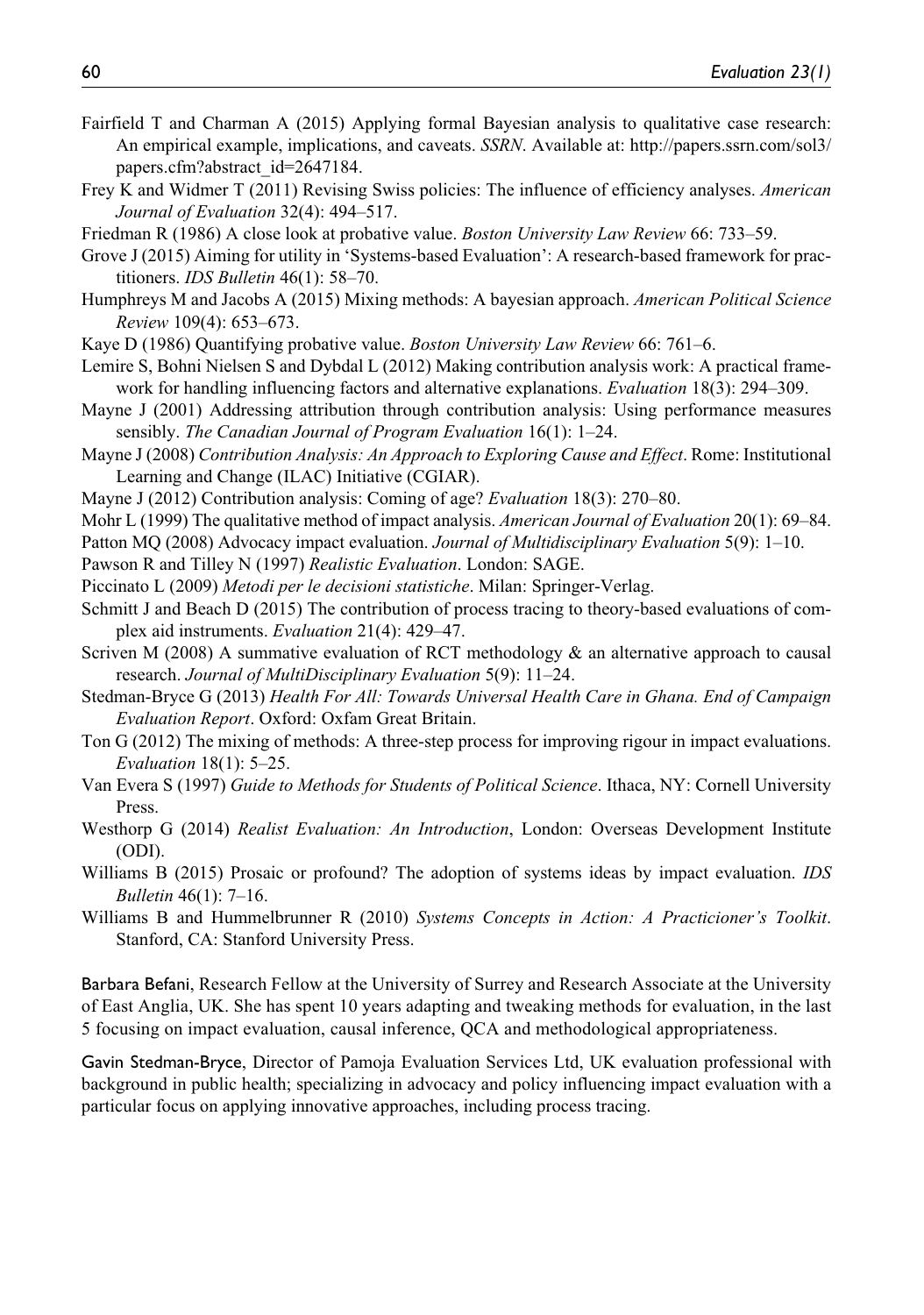Fairfield T and Charman A (2015) Applying formal Bayesian analysis to qualitative case research: An empirical example, implications, and caveats. *SSRN*. Available at: http://papers.ssrn.com/sol3/papers.cfm?abstract_id=2647184.

Frey K and Widmer T (2011) Revising Swiss policies: The influence of efficiency analyses. *American Journal of Evaluation* 32(4): 494–517.

Friedman R (1986) A close look at probative value. *Boston University Law Review* 66: 733–59.

Grove J (2015) Aiming for utility in 'Systems-based Evaluation': A research-based framework for practitioners. *IDS Bulletin* 46(1): 58–70.

Humphreys M and Jacobs A (2015) Mixing methods: A bayesian approach. *American Political Science Review* 109(4): 653–673.

Kaye D (1986) Quantifying probative value. *Boston University Law Review* 66: 761–6.

Lemire S, Bohni Nielsen S and Dybdal L (2012) Making contribution analysis work: A practical framework for handling influencing factors and alternative explanations. *Evaluation* 18(3): 294–309.

Mayne J (2001) Addressing attribution through contribution analysis: Using performance measures sensibly. *The Canadian Journal of Program Evaluation* 16(1): 1–24.

Mayne J (2008) *Contribution Analysis: An Approach to Exploring Cause and Effect*. Rome: Institutional Learning and Change (ILAC) Initiative (CGIAR).

Mayne J (2012) Contribution analysis: Coming of age? *Evaluation* 18(3): 270–80.

Mohr L (1999) The qualitative method of impact analysis. *American Journal of Evaluation* 20(1): 69–84.

Patton MQ (2008) Advocacy impact evaluation. *Journal of Multidisciplinary Evaluation* 5(9): 1–10.

Pawson R and Tilley N (1997) *Realistic Evaluation*. London: SAGE.

Piccinato L (2009) *Metodi per le decisioni statistiche*. Milan: Springer-Verlag.

Schmitt J and Beach D (2015) The contribution of process tracing to theory-based evaluations of complex aid instruments. *Evaluation* 21(4): 429–47.

Scriven M (2008) A summative evaluation of RCT methodology & an alternative approach to causal research. *Journal of MultiDisciplinary Evaluation* 5(9): 11–24.

Stedman-Bryce G (2013) *Health For All: Towards Universal Health Care in Ghana. End of Campaign Evaluation Report*. Oxford: Oxfam Great Britain.

Ton G (2012) The mixing of methods: A three-step process for improving rigour in impact evaluations. *Evaluation* 18(1): 5–25.

Van Evera S (1997) *Guide to Methods for Students of Political Science*. Ithaca, NY: Cornell University Press.

Westhorp G (2014) *Realist Evaluation: An Introduction*, London: Overseas Development Institute (ODI).

Williams B (2015) Prosaic or profound? The adoption of systems ideas by impact evaluation. *IDS Bulletin* 46(1): 7–16.

Williams B and Hummelbrunner R (2010) *Systems Concepts in Action: A Practicioner's Toolkit*. Stanford, CA: Stanford University Press.

**Barbara Befani**, Research Fellow at the University of Surrey and Research Associate at the University of East Anglia, UK. She has spent 10 years adapting and tweaking methods for evaluation, in the last 5 focusing on impact evaluation, causal inference, QCA and methodological appropriateness.

**Gavin Stedman-Bryce**, Director of Pamoja Evaluation Services Ltd, UK evaluation professional with background in public health; specializing in advocacy and policy influencing impact evaluation with a particular focus on applying innovative approaches, including process tracing.